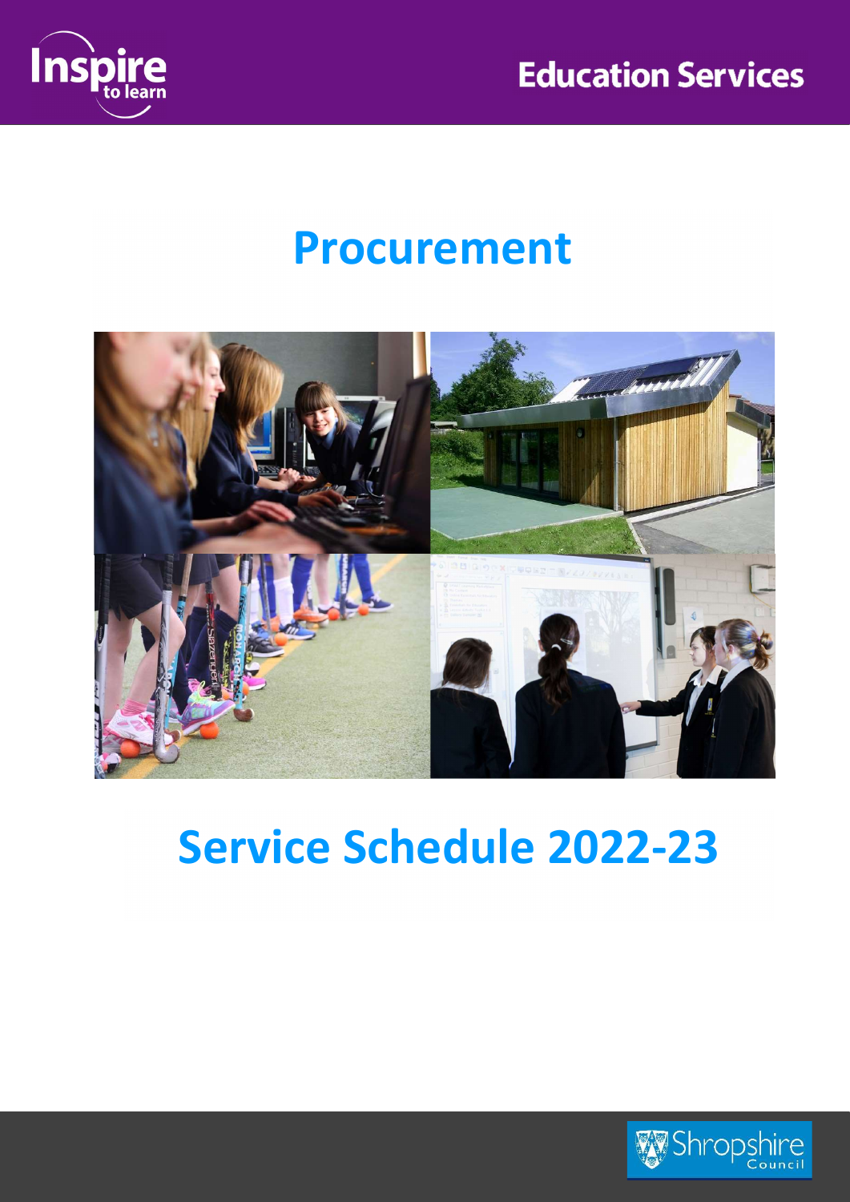Inspire to learn

Education Services

# Procurement

# Service Schedule 2022-23

Shropshire Council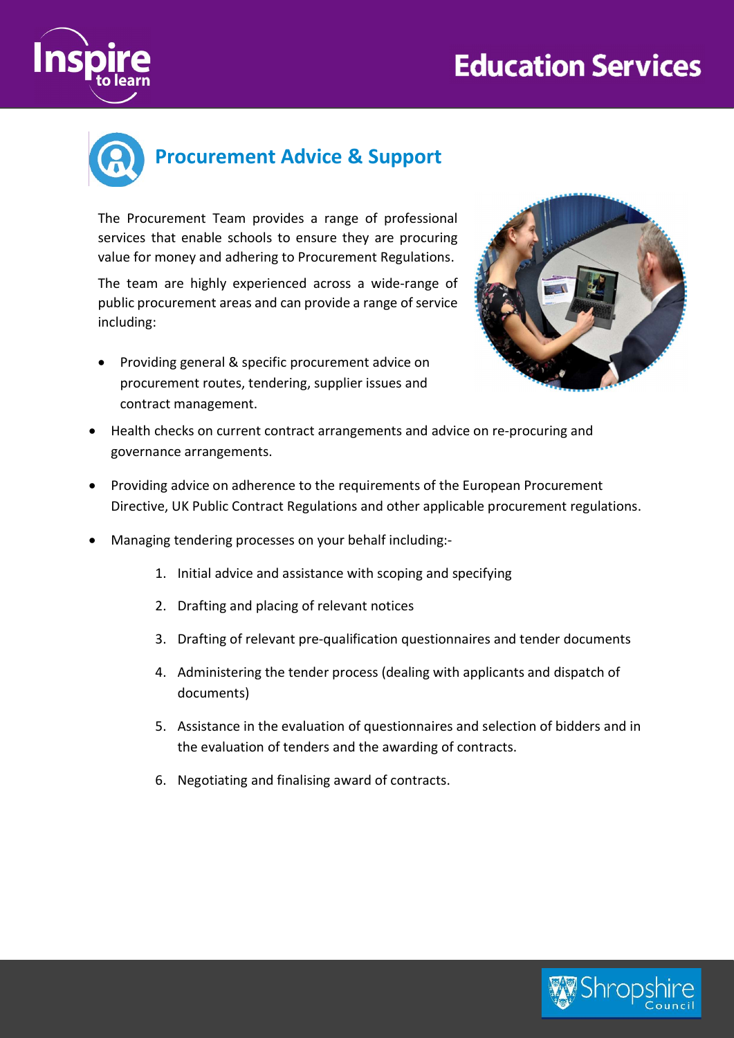# Procurement Advice & Support

The Procurement Team provides a range of professional services that enable schools to ensure they are procuring value for money and adhering to Procurement Regulations.

The team are highly experienced across a wide-range of public procurement areas and can provide a range of service including:

- Providing general & specific procurement advice on procurement routes, tendering, supplier issues and contract management.
- Health checks on current contract arrangements and advice on re-procuring and governance arrangements.
- Providing advice on adherence to the requirements of the European Procurement Directive, UK Public Contract Regulations and other applicable procurement regulations.
- Managing tendering processes on your behalf including:-
  1. Initial advice and assistance with scoping and specifying
  2. Drafting and placing of relevant notices
  3. Drafting of relevant pre-qualification questionnaires and tender documents
  4. Administering the tender process (dealing with applicants and dispatch of documents)
  5. Assistance in the evaluation of questionnaires and selection of bidders and in the evaluation of tenders and the awarding of contracts.
  6. Negotiating and finalising award of contracts.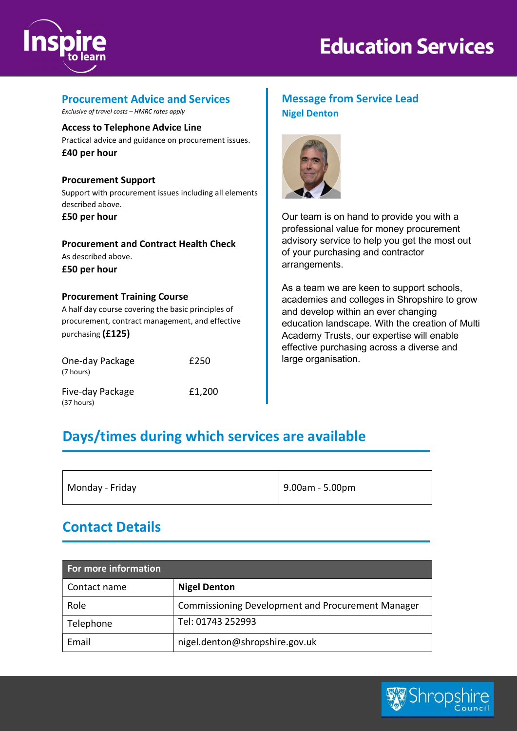# Education Services

## Procurement Advice and Services

*Exclusive of travel costs – HMRC rates apply*

**Access to Telephone Advice Line**
Practical advice and guidance on procurement issues.
**£40 per hour**

**Procurement Support**
Support with procurement issues including all elements described above.
**£50 per hour**

**Procurement and Contract Health Check**
As described above.
**£50 per hour**

**Procurement Training Course**
A half day course covering the basic principles of procurement, contract management, and effective purchasing **(£125)**

| | |
|---|---|
| One-day Package (7 hours) | £250 |
| Five-day Package (37 hours) | £1,200 |

## Message from Service Lead
### Nigel Denton

Our team is on hand to provide you with a professional value for money procurement advisory service to help you get the most out of your purchasing and contractor arrangements.

As a team we are keen to support schools, academies and colleges in Shropshire to grow and develop within an ever changing education landscape. With the creation of Multi Academy Trusts, our expertise will enable effective purchasing across a diverse and large organisation.

## Days/times during which services are available

| | |
|---|---|
| Monday - Friday | 9.00am - 5.00pm |

## Contact Details

| For more information | |
|---|---|
| Contact name | **Nigel Denton** |
| Role | Commissioning Development and Procurement Manager |
| Telephone | Tel: 01743 252993 |
| Email | nigel.denton@shropshire.gov.uk |